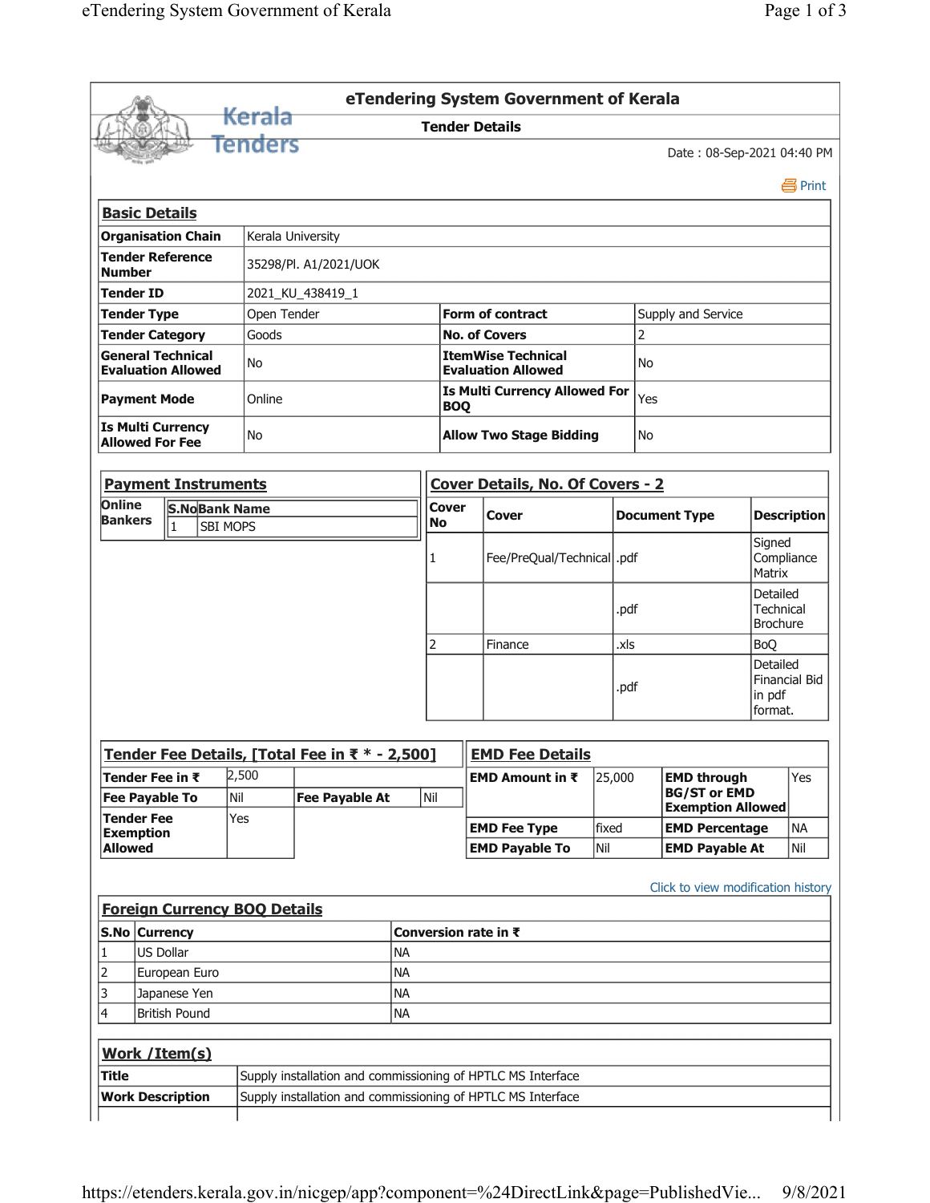# eTendering System Government of Kerala

## Tender Details

Date : 08-Sep-2021 04:40 PM

Print

### Basic Details

| | | | |
|---|---|---|---|
| **Organisation Chain** | Kerala University | | |
| **Tender Reference Number** | 35298/Pl. A1/2021/UOK | | |
| **Tender ID** | 2021_KU_438419_1 | | |
| **Tender Type** | Open Tender | **Form of contract** | Supply and Service |
| **Tender Category** | Goods | **No. of Covers** | 2 |
| **General Technical Evaluation Allowed** | No | **ItemWise Technical Evaluation Allowed** | No |
| **Payment Mode** | Online | **Is Multi Currency Allowed For BOQ** | Yes |
| **Is Multi Currency Allowed For Fee** | No | **Allow Two Stage Bidding** | No |

### Payment Instruments

| | S.No | Bank Name |
|---|---|---|
| **Online Bankers** | 1 | SBI MOPS |

### Cover Details, No. Of Covers - 2

| Cover No | Cover | Document Type | Description |
|---|---|---|---|
| 1 | Fee/PreQual/Technical | .pdf | Signed Compliance Matrix |
| | | .pdf | Detailed Technical Brochure |
| 2 | Finance | .xls | BoQ |
| | | .pdf | Detailed Financial Bid in pdf format. |

### Tender Fee Details, [Total Fee in ₹ * - 2,500]

| | | | |
|---|---|---|---|
| **Tender Fee in ₹** | 2,500 | | |
| **Fee Payable To** | Nil | **Fee Payable At** | Nil |
| **Tender Fee Exemption Allowed** | Yes | | |

### EMD Fee Details

| | | | |
|---|---|---|---|
| **EMD Amount in ₹** | 25,000 | **EMD through BG/ST or EMD Exemption Allowed** | Yes |
| **EMD Fee Type** | fixed | **EMD Percentage** | NA |
| **EMD Payable To** | Nil | **EMD Payable At** | Nil |

Click to view modification history

### Foreign Currency BOQ Details

| S.No | Currency | Conversion rate in ₹ |
|---|---|---|
| 1 | US Dollar | NA |
| 2 | European Euro | NA |
| 3 | Japanese Yen | NA |
| 4 | British Pound | NA |

### Work /Item(s)

| | |
|---|---|
| **Title** | Supply installation and commissioning of HPTLC MS Interface |
| **Work Description** | Supply installation and commissioning of HPTLC MS Interface |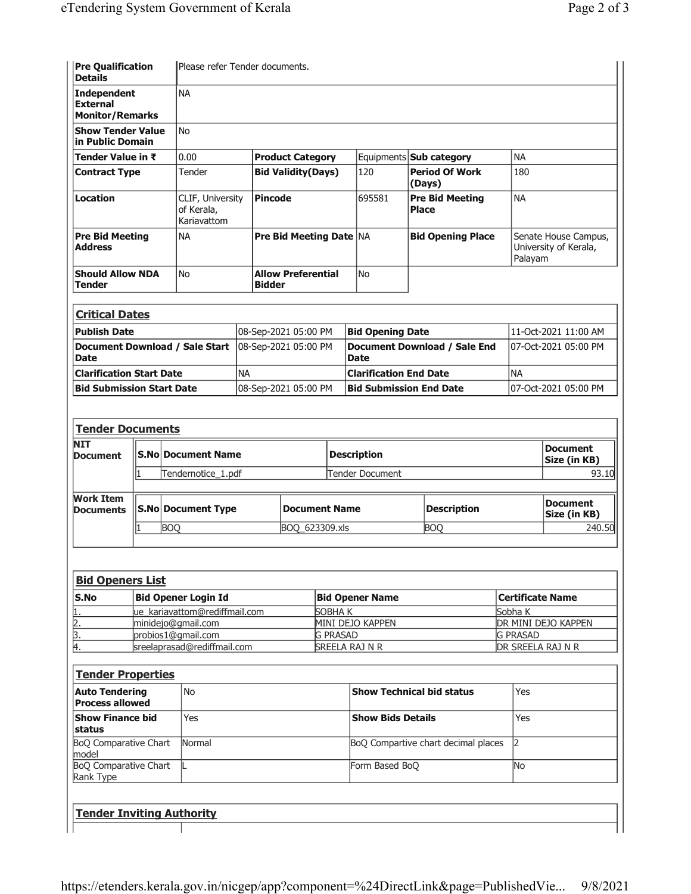| | | | | | | | |
|---|---|---|---|---|---|---|---|
| **Pre Qualification Details** | Please refer Tender documents. | | | | | | |
| **Independent External Monitor/Remarks** | NA | | | | | | |
| **Show Tender Value in Public Domain** | No | | | | | | |
| **Tender Value in ₹** | 0.00 | **Product Category** | Equipments | **Sub category** | NA | | |
| **Contract Type** | Tender | **Bid Validity(Days)** | 120 | **Period Of Work (Days)** | 180 | | |
| **Location** | CLIF, University of Kerala, Kariavattom | **Pincode** | 695581 | **Pre Bid Meeting Place** | NA | | |
| **Pre Bid Meeting Address** | NA | **Pre Bid Meeting Date** | NA | **Bid Opening Place** | Senate House Campus, University of Kerala, Palayam | | |
| **Should Allow NDA Tender** | No | **Allow Preferential Bidder** | No | | | | |

## Critical Dates

| | | | |
|---|---|---|---|
| **Publish Date** | 08-Sep-2021 05:00 PM | **Bid Opening Date** | 11-Oct-2021 11:00 AM |
| **Document Download / Sale Start Date** | 08-Sep-2021 05:00 PM | **Document Download / Sale End Date** | 07-Oct-2021 05:00 PM |
| **Clarification Start Date** | NA | **Clarification End Date** | NA |
| **Bid Submission Start Date** | 08-Sep-2021 05:00 PM | **Bid Submission End Date** | 07-Oct-2021 05:00 PM |

## Tender Documents

**NIT Document**

| S.No | Document Name | Description | Document Size (in KB) |
|---|---|---|---|
| 1 | Tendernotice_1.pdf | Tender Document | 93.10 |

**Work Item Documents**

| S.No | Document Type | Document Name | Description | Document Size (in KB) |
|---|---|---|---|---|
| 1 | BOQ | BOQ_623309.xls | BOQ | 240.50 |

## Bid Openers List

| S.No | Bid Opener Login Id | Bid Opener Name | Certificate Name |
|---|---|---|---|
| 1. | ue_kariavattom@rediffmail.com | SOBHA K | Sobha K |
| 2. | minidejo@gmail.com | MINI DEJO KAPPEN | DR MINI DEJO KAPPEN |
| 3. | probios1@gmail.com | G PRASAD | G PRASAD |
| 4. | sreelaprasad@rediffmail.com | SREELA RAJ N R | DR SREELA RAJ N R |

## Tender Properties

| | | | |
|---|---|---|---|
| **Auto Tendering Process allowed** | No | **Show Technical bid status** | Yes |
| **Show Finance bid status** | Yes | **Show Bids Details** | Yes |
| BoQ Comparative Chart model | Normal | BoQ Compartive chart decimal places | 2 |
| BoQ Comparative Chart Rank Type | L | Form Based BoQ | No |

## Tender Inviting Authority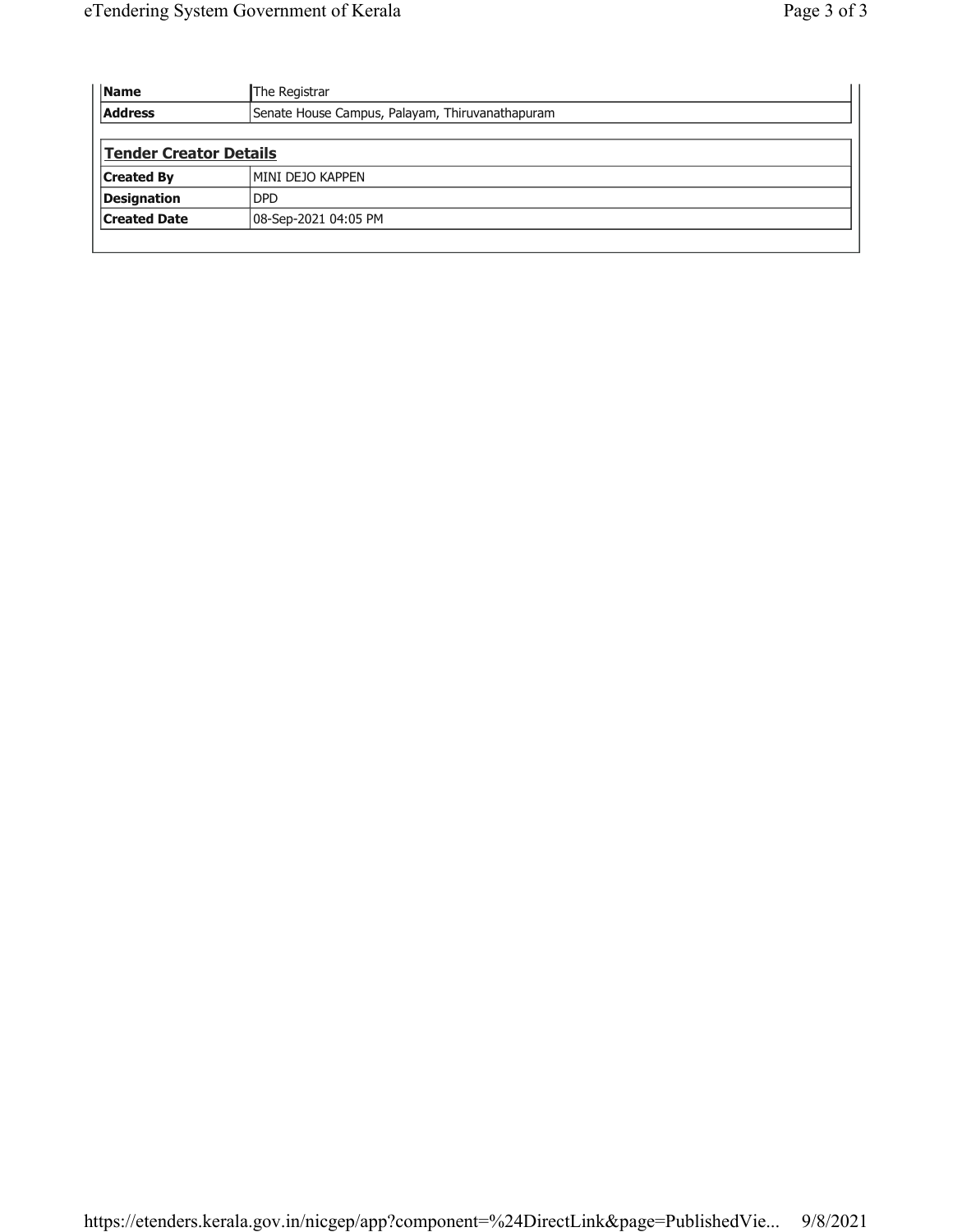| | |
|---|---|
| **Name** | The Registrar |
| **Address** | Senate House Campus, Palayam, Thiruvanathapuram |

| **Tender Creator Details** | |
|---|---|
| **Created By** | MINI DEJO KAPPEN |
| **Designation** | DPD |
| **Created Date** | 08-Sep-2021 04:05 PM |